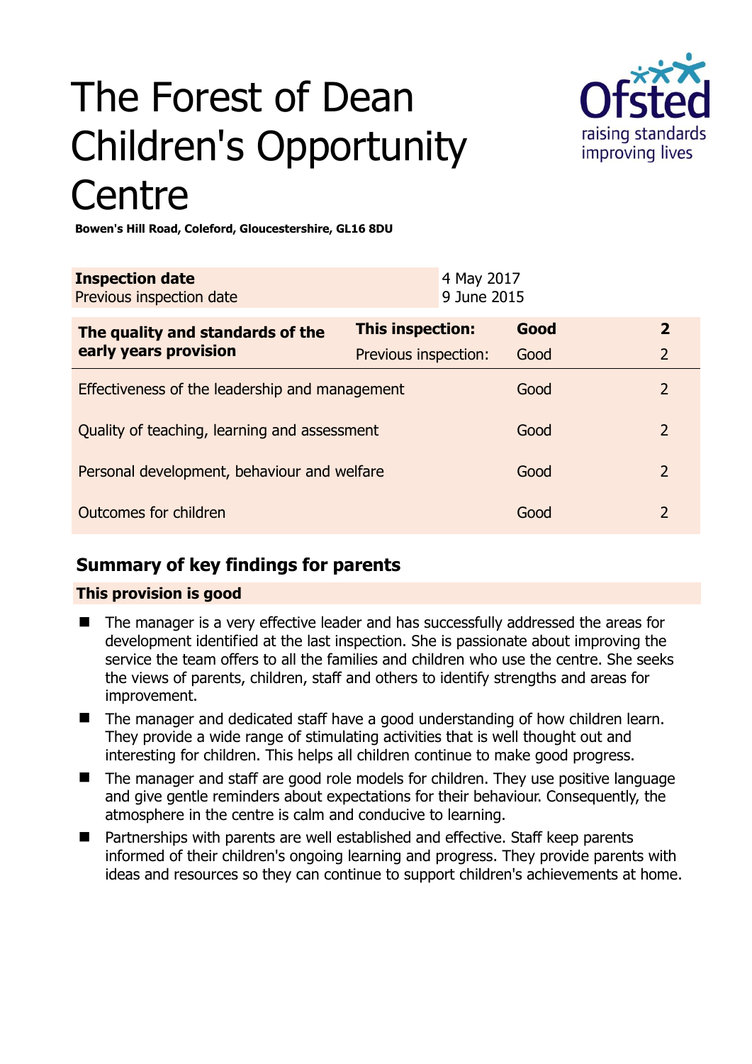# The Forest of Dean Children's Opportunity Centre

**Bowen's Hill Road, Coleford, Gloucestershire, GL16 8DU**

| **Inspection date** | 4 May 2017 |
|---|---|
| Previous inspection date | 9 June 2015 |

| **The quality and standards of the early years provision** | **This inspection:** | **Good** | **2** |
|---|---|---|---|
| | Previous inspection: | Good | 2 |
| Effectiveness of the leadership and management | | Good | 2 |
| Quality of teaching, learning and assessment | | Good | 2 |
| Personal development, behaviour and welfare | | Good | 2 |
| Outcomes for children | | Good | 2 |

## Summary of key findings for parents

**This provision is good**

- The manager is a very effective leader and has successfully addressed the areas for development identified at the last inspection. She is passionate about improving the service the team offers to all the families and children who use the centre. She seeks the views of parents, children, staff and others to identify strengths and areas for improvement.
- The manager and dedicated staff have a good understanding of how children learn. They provide a wide range of stimulating activities that is well thought out and interesting for children. This helps all children continue to make good progress.
- The manager and staff are good role models for children. They use positive language and give gentle reminders about expectations for their behaviour. Consequently, the atmosphere in the centre is calm and conducive to learning.
- Partnerships with parents are well established and effective. Staff keep parents informed of their children's ongoing learning and progress. They provide parents with ideas and resources so they can continue to support children's achievements at home.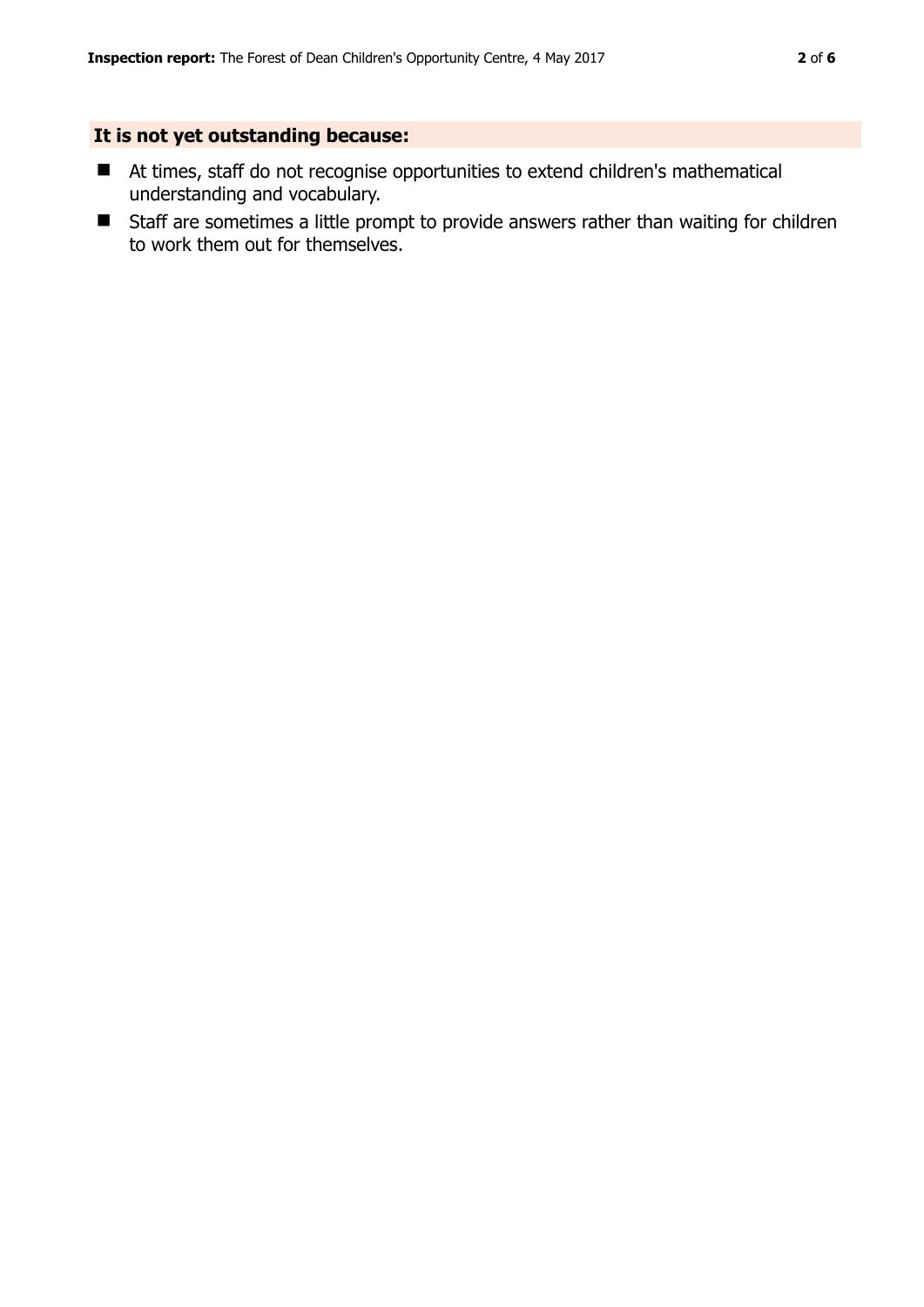## It is not yet outstanding because:

- At times, staff do not recognise opportunities to extend children's mathematical understanding and vocabulary.
- Staff are sometimes a little prompt to provide answers rather than waiting for children to work them out for themselves.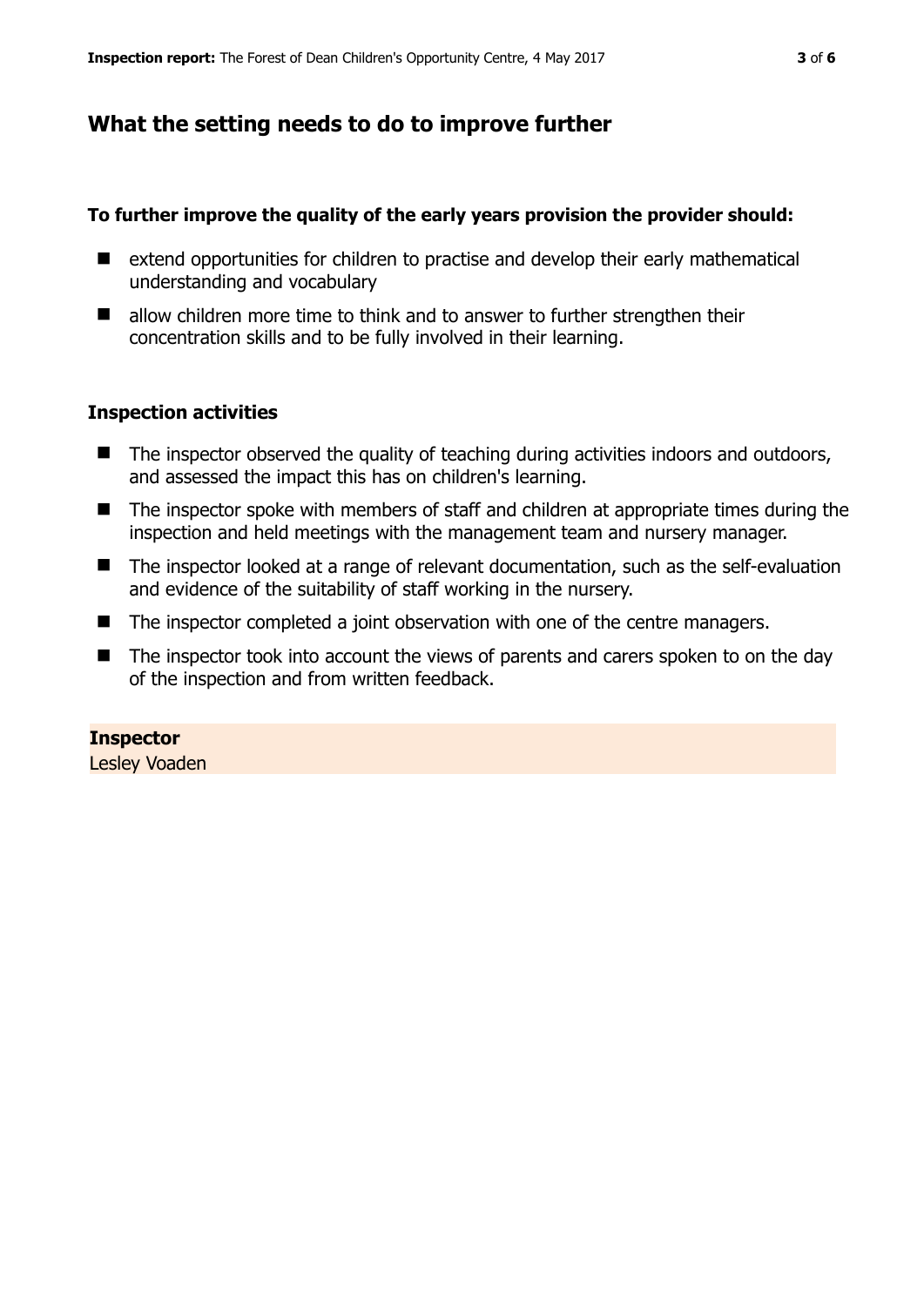## What the setting needs to do to improve further

**To further improve the quality of the early years provision the provider should:**

- extend opportunities for children to practise and develop their early mathematical understanding and vocabulary
- allow children more time to think and to answer to further strengthen their concentration skills and to be fully involved in their learning.

### Inspection activities

- The inspector observed the quality of teaching during activities indoors and outdoors, and assessed the impact this has on children's learning.
- The inspector spoke with members of staff and children at appropriate times during the inspection and held meetings with the management team and nursery manager.
- The inspector looked at a range of relevant documentation, such as the self-evaluation and evidence of the suitability of staff working in the nursery.
- The inspector completed a joint observation with one of the centre managers.
- The inspector took into account the views of parents and carers spoken to on the day of the inspection and from written feedback.

**Inspector**
Lesley Voaden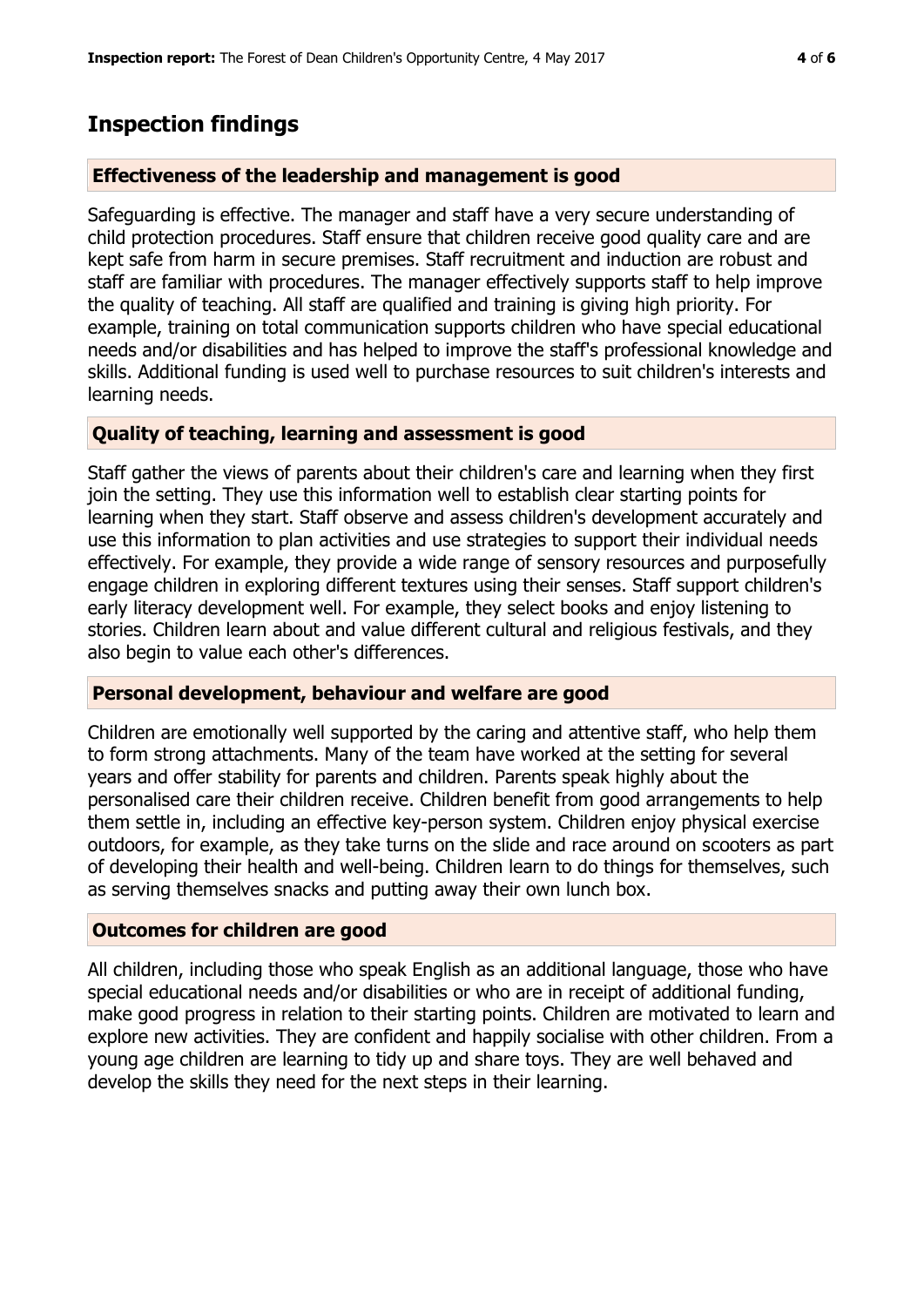## Inspection findings

### Effectiveness of the leadership and management is good

Safeguarding is effective. The manager and staff have a very secure understanding of child protection procedures. Staff ensure that children receive good quality care and are kept safe from harm in secure premises. Staff recruitment and induction are robust and staff are familiar with procedures. The manager effectively supports staff to help improve the quality of teaching. All staff are qualified and training is giving high priority. For example, training on total communication supports children who have special educational needs and/or disabilities and has helped to improve the staff's professional knowledge and skills. Additional funding is used well to purchase resources to suit children's interests and learning needs.

### Quality of teaching, learning and assessment is good

Staff gather the views of parents about their children's care and learning when they first join the setting. They use this information well to establish clear starting points for learning when they start. Staff observe and assess children's development accurately and use this information to plan activities and use strategies to support their individual needs effectively. For example, they provide a wide range of sensory resources and purposefully engage children in exploring different textures using their senses. Staff support children's early literacy development well. For example, they select books and enjoy listening to stories. Children learn about and value different cultural and religious festivals, and they also begin to value each other's differences.

### Personal development, behaviour and welfare are good

Children are emotionally well supported by the caring and attentive staff, who help them to form strong attachments. Many of the team have worked at the setting for several years and offer stability for parents and children. Parents speak highly about the personalised care their children receive. Children benefit from good arrangements to help them settle in, including an effective key-person system. Children enjoy physical exercise outdoors, for example, as they take turns on the slide and race around on scooters as part of developing their health and well-being. Children learn to do things for themselves, such as serving themselves snacks and putting away their own lunch box.

### Outcomes for children are good

All children, including those who speak English as an additional language, those who have special educational needs and/or disabilities or who are in receipt of additional funding, make good progress in relation to their starting points. Children are motivated to learn and explore new activities. They are confident and happily socialise with other children. From a young age children are learning to tidy up and share toys. They are well behaved and develop the skills they need for the next steps in their learning.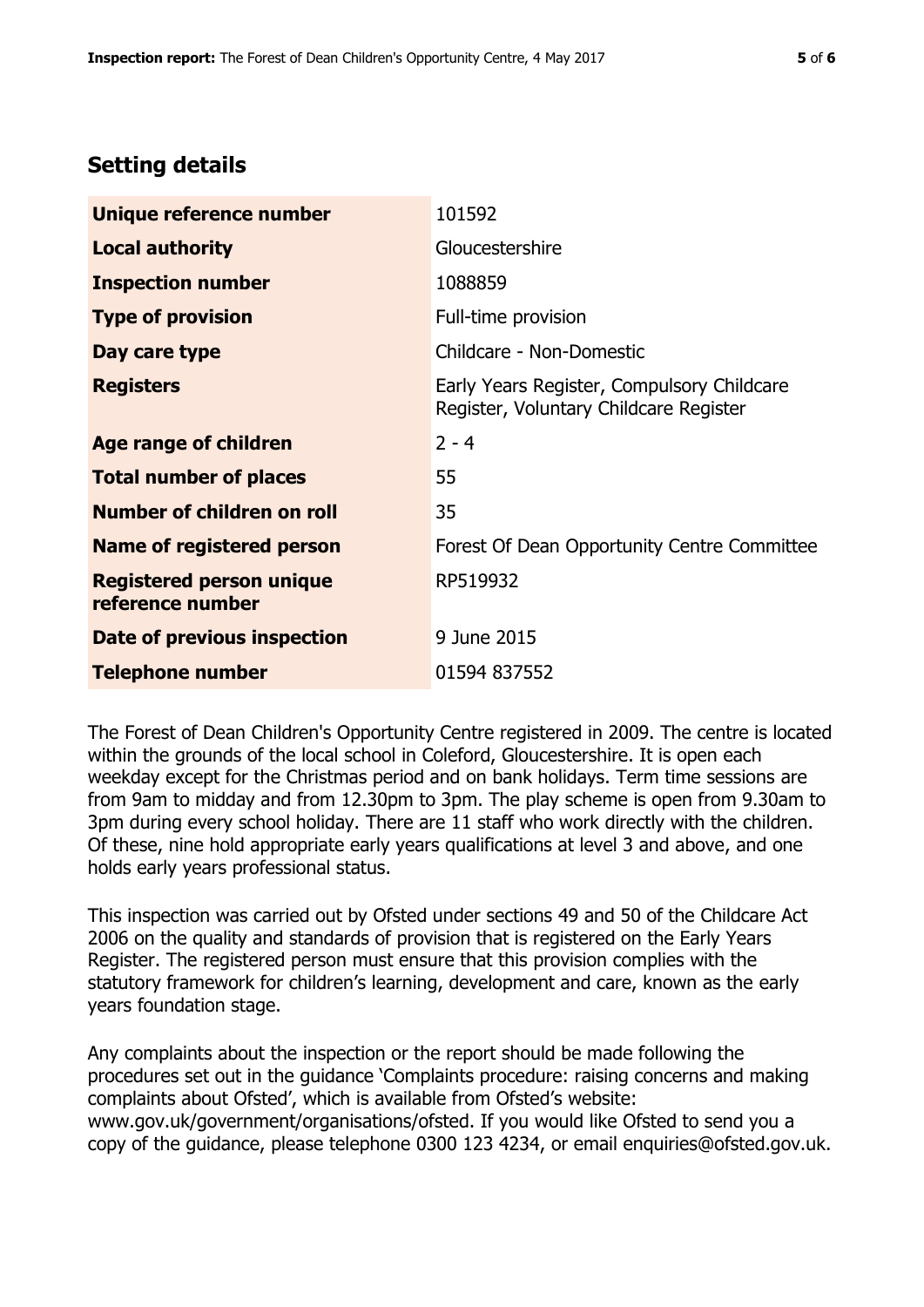## Setting details

| | |
|---|---|
| **Unique reference number** | 101592 |
| **Local authority** | Gloucestershire |
| **Inspection number** | 1088859 |
| **Type of provision** | Full-time provision |
| **Day care type** | Childcare - Non-Domestic |
| **Registers** | Early Years Register, Compulsory Childcare Register, Voluntary Childcare Register |
| **Age range of children** | 2 - 4 |
| **Total number of places** | 55 |
| **Number of children on roll** | 35 |
| **Name of registered person** | Forest Of Dean Opportunity Centre Committee |
| **Registered person unique reference number** | RP519932 |
| **Date of previous inspection** | 9 June 2015 |
| **Telephone number** | 01594 837552 |

The Forest of Dean Children's Opportunity Centre registered in 2009. The centre is located within the grounds of the local school in Coleford, Gloucestershire. It is open each weekday except for the Christmas period and on bank holidays. Term time sessions are from 9am to midday and from 12.30pm to 3pm. The play scheme is open from 9.30am to 3pm during every school holiday. There are 11 staff who work directly with the children. Of these, nine hold appropriate early years qualifications at level 3 and above, and one holds early years professional status.

This inspection was carried out by Ofsted under sections 49 and 50 of the Childcare Act 2006 on the quality and standards of provision that is registered on the Early Years Register. The registered person must ensure that this provision complies with the statutory framework for children's learning, development and care, known as the early years foundation stage.

Any complaints about the inspection or the report should be made following the procedures set out in the guidance 'Complaints procedure: raising concerns and making complaints about Ofsted', which is available from Ofsted's website: www.gov.uk/government/organisations/ofsted. If you would like Ofsted to send you a copy of the guidance, please telephone 0300 123 4234, or email enquiries@ofsted.gov.uk.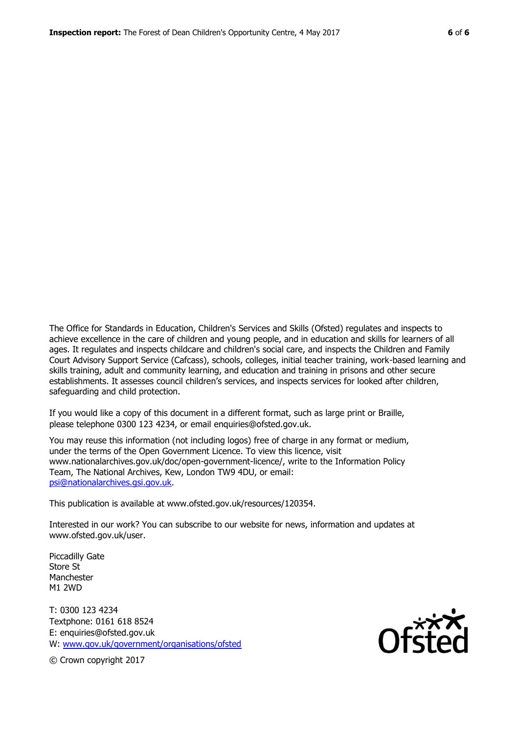The Office for Standards in Education, Children's Services and Skills (Ofsted) regulates and inspects to achieve excellence in the care of children and young people, and in education and skills for learners of all ages. It regulates and inspects childcare and children's social care, and inspects the Children and Family Court Advisory Support Service (Cafcass), schools, colleges, initial teacher training, work-based learning and skills training, adult and community learning, and education and training in prisons and other secure establishments. It assesses council children's services, and inspects services for looked after children, safeguarding and child protection.

If you would like a copy of this document in a different format, such as large print or Braille, please telephone 0300 123 4234, or email enquiries@ofsted.gov.uk.

You may reuse this information (not including logos) free of charge in any format or medium, under the terms of the Open Government Licence. To view this licence, visit www.nationalarchives.gov.uk/doc/open-government-licence/, write to the Information Policy Team, The National Archives, Kew, London TW9 4DU, or email: psi@nationalarchives.gsi.gov.uk.

This publication is available at www.ofsted.gov.uk/resources/120354.

Interested in our work? You can subscribe to our website for news, information and updates at www.ofsted.gov.uk/user.

Piccadilly Gate
Store St
Manchester
M1 2WD

T: 0300 123 4234
Textphone: 0161 618 8524
E: enquiries@ofsted.gov.uk
W: www.gov.uk/government/organisations/ofsted

© Crown copyright 2017